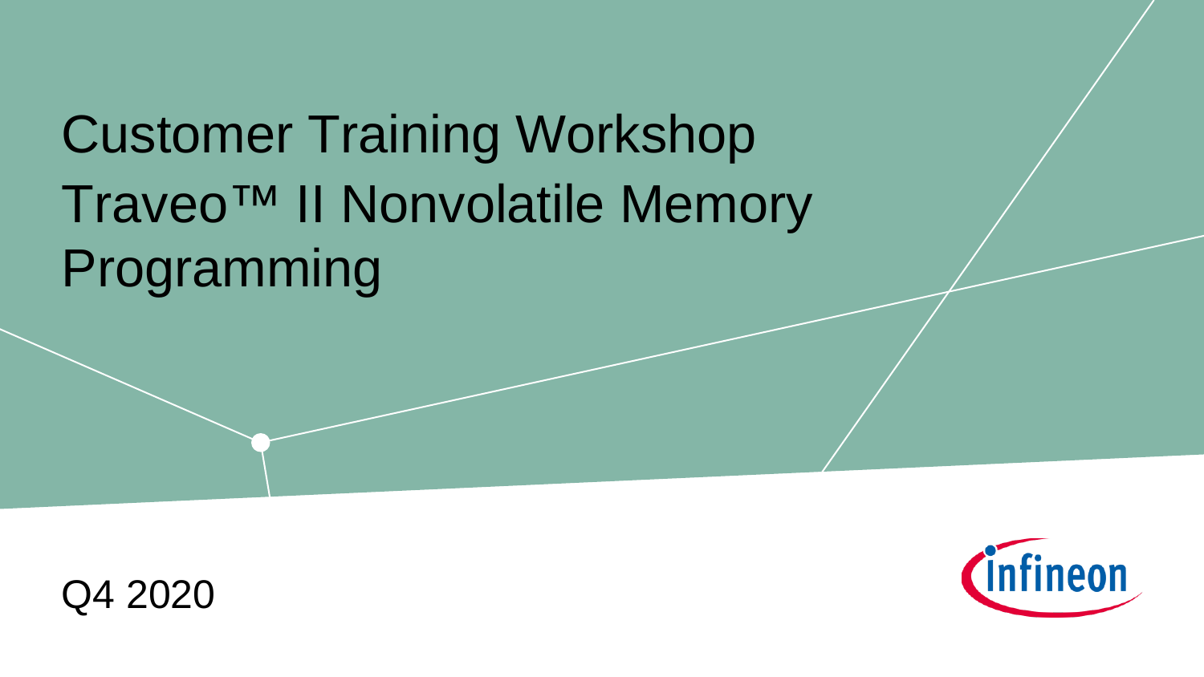# Customer Training Workshop Traveo™ II Nonvolatile Memory Programming

Q4 2020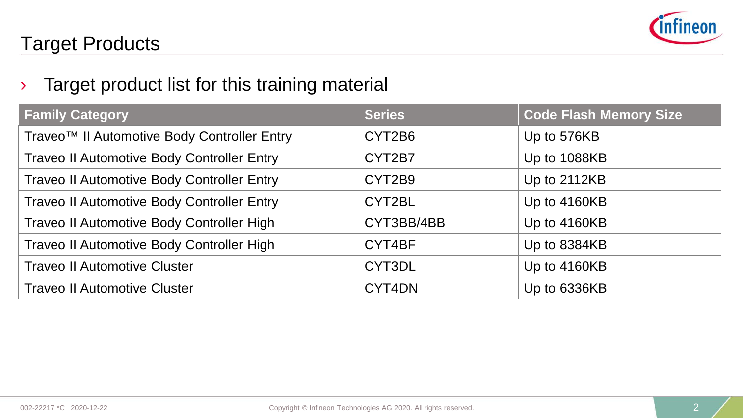# Target Products

› Target product list for this training material

| Family Category | Series | Code Flash Memory Size |
|---|---|---|
| Traveo™ II Automotive Body Controller Entry | CYT2B6 | Up to 576KB |
| Traveo II Automotive Body Controller Entry | CYT2B7 | Up to 1088KB |
| Traveo II Automotive Body Controller Entry | CYT2B9 | Up to 2112KB |
| Traveo II Automotive Body Controller Entry | CYT2BL | Up to 4160KB |
| Traveo II Automotive Body Controller High | CYT3BB/4BB | Up to 4160KB |
| Traveo II Automotive Body Controller High | CYT4BF | Up to 8384KB |
| Traveo II Automotive Cluster | CYT3DL | Up to 4160KB |
| Traveo II Automotive Cluster | CYT4DN | Up to 6336KB |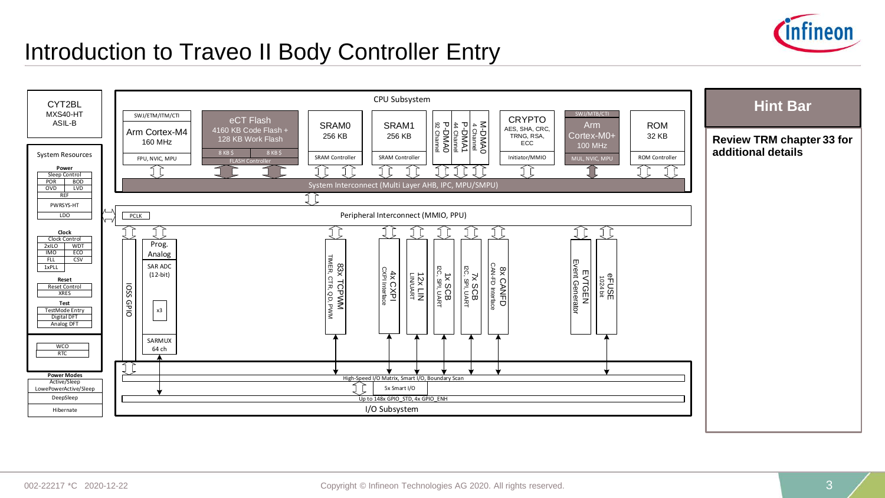# Introduction to Traveo II Body Controller Entry

CYT2BL
MXS40-HT
ASIL-B

**System Resources**

**Power**
- Sleep Control
- POR | BOD
- OVD | LVD
- REF
- PWRSYS-HT
- LDO

**Clock**
- Clock Control
- 2xILO | WDT
- IMO | ECO
- FLL | CSV
- 1xPLL

**Reset**
- Reset Control
- XRES

**Test**
- TestMode Entry
- Digital DFT
- Analog DFT

- WCO
- RTC

**Power Modes**
- Active/Sleep
- LowePowerActive/Sleep
- DeepSleep
- Hibernate

**CPU Subsystem**
- SWJ/ETM/ITM/CTI — Arm Cortex-M4 160 MHz — FPU, NVIC, MPU
- eCT Flash 4160 KB Code Flash + 128 KB Work Flash — 8 KB $ | 8 KB $ — FLASH Controller
- SRAM0 256 KB — SRAM Controller
- SRAM1 256 KB — SRAM Controller
- P-DMA0 92 Channel
- P-DMA1 44 Channel
- M-DMA0 4 Channel
- CRYPTO AES, SHA, CRC, TRNG, RSA, ECC — Initiator/MMIO
- SWJ/MTB/CTI — Arm Cortex-M0+ 100 MHz — MUL, NVIC, MPU
- ROM 32 KB — ROM Controller

System Interconnect (Multi Layer AHB, IPC, MPU/SMPU)

PCLK — Peripheral Interconnect (MMIO, PPU)

- IOSS GPIO
- Prog. Analog — SAR ADC (12-bit) — x3 — SARMUX 64 ch
- 83x TCPWM — TIMER, CTR, QD, PWM
- 4x CXPI — CXPI Interface
- 12x LIN — LIN/UART
- 1x SCB — I2C, SPI, UART
- 7x SCB — I2C, SPI, UART
- 8x CANFD — CAN-FD Interface
- EVTGEN — Event Generator
- eFUSE — 1024 bit

**I/O Subsystem**
- High-Speed I/O Matrix, Smart I/O, Boundary Scan
- 5x Smart I/O
- Up to 148x GPIO_STD, 4x GPIO_ENH

## Hint Bar

**Review TRM chapter 33 for additional details**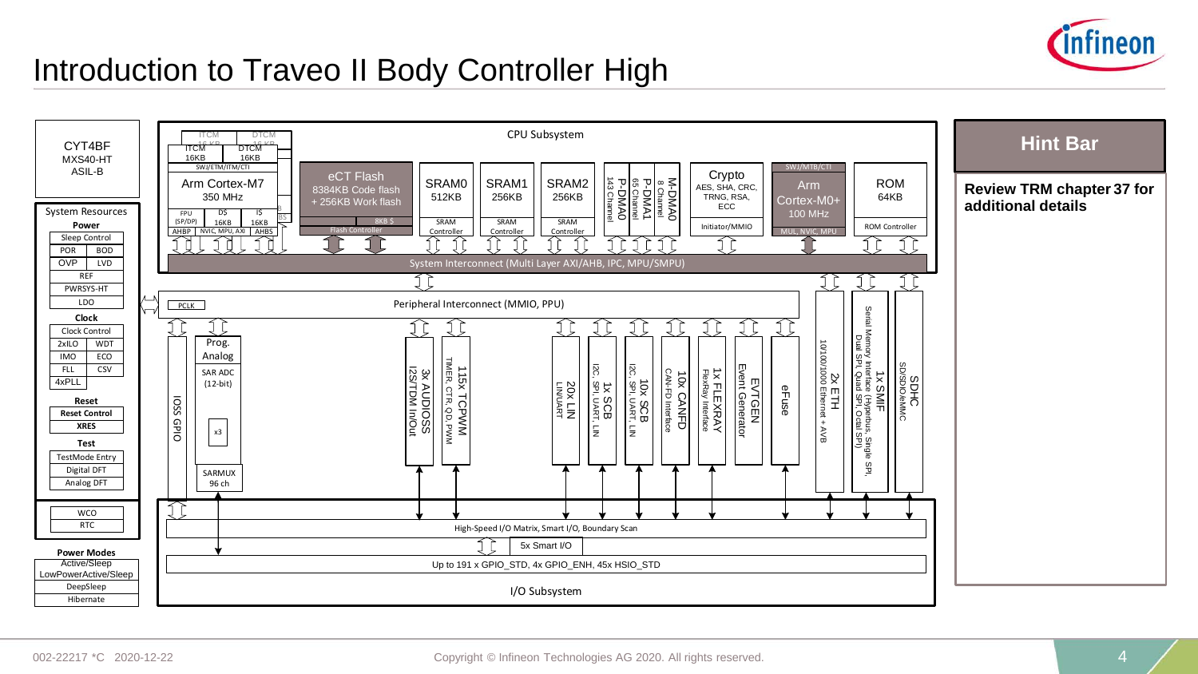# Introduction to Traveo II Body Controller High

**CYT4BF**
MXS40-HT
ASIL-B

**System Resources**

**Power**
- Sleep Control
- POR | BOD
- OVP | LVD
- REF
- PWRSYS-HT
- LDO

**Clock**
- Clock Control
- 2xILO | WDT
- IMO | ECO
- FLL | CSV
- 4xPLL

**Reset**
- Reset Control
- XRES

**Test**
- TestMode Entry
- Digital DFT
- Analog DFT

- WCO
- RTC

**Power Modes**
- Active/Sleep
- LowPowerActive/Sleep
- DeepSleep
- Hibernate

**CPU Subsystem**
- Arm Cortex-M7, 350 MHz (ITCM 16KB, DTCM 16KB, SWJ/ETM/ITM/CTI, FPU (SP/DP), D$ 16KB, I$ 16KB, AHBP, NVIC, MPU, AXI, AHBS)
- eCT Flash: 8384KB Code flash + 256KB Work flash, 8KB $, Flash Controller
- SRAM0 512KB, SRAM Controller
- SRAM1 256KB, SRAM Controller
- SRAM2 256KB, SRAM Controller
- P-DMA0 143 Channel
- P-DMA1 65 Channel
- M-DMA0 8 Channel
- Crypto: AES, SHA, CRC, TRNG, RSA, ECC; Initiator/MMIO
- Arm Cortex-M0+ 100 MHz (SWJ/MTB/CTI, MUL, NVIC, MPU)
- ROM 64KB, ROM Controller

System Interconnect (Multi Layer AXI/AHB, IPC, MPU/SMPU)

Peripheral Interconnect (MMIO, PPU), PCLK
- IOSS GPIO
- Prog. Analog: SAR ADC (12-bit) x3, SARMUX 96 ch
- 3x AUDIOSS: I2S/TDM In/Out
- 115x TCPWM: TIMER, CTR, QD, PWM
- 20x LIN: LIN/UART
- 1x SCB: I2C, SPI, UART, LIN
- 10x SCB: I2C, SPI, UART, LIN
- 10x CANFD: CAN-FD Interface
- 1x FLEXRAY: FlexRay Interface
- EVTGEN: Event Generator
- eFuse
- 2x ETH: 10/100/1000 Ethernet + AVB
- 1x SMIF: Serial Memory Interface (Hyperbus, Single SPI, Dual SPI, Quad SPI, Octal SPI)
- SDHC: SD/SDIO/eMMC

**I/O Subsystem**
- High-Speed I/O Matrix, Smart I/O, Boundary Scan
- 5x Smart I/O
- Up to 191 x GPIO_STD, 4x GPIO_ENH, 45x HSIO_STD

**Hint Bar**

**Review TRM chapter 37 for additional details**

002-22217 *C 2020-12-22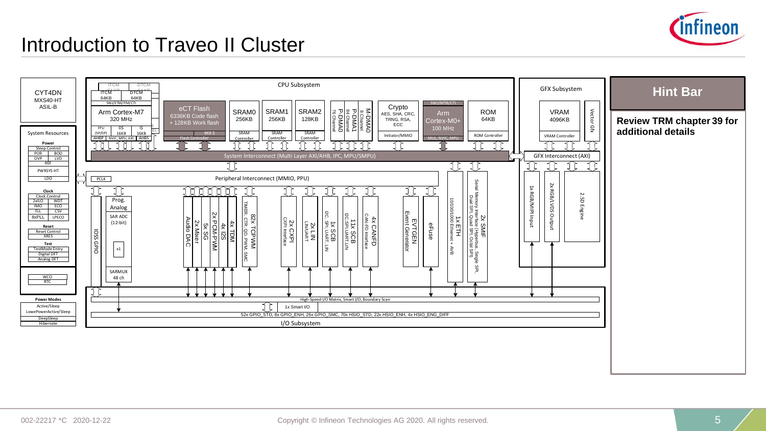# Introduction to Traveo II Cluster

CYT4DN
MXS40-HT
ASIL-B

**System Resources**

**Power**
- Sleep Control
- POR | BOD
- OVP | LVD
- REF
- PWRSYS-HT
- LDO

**Clock**
- Clock Control
- 2xILO | WDT
- IMO | ECO
- FLL | CSV
- 8xPLL | LPECO

**Reset**
- Reset Control
- XRES

**Test**
- TestMode Entry
- Digital DFT
- Analog DFT

- WCO
- RTC

**Power Modes**
- Active/Sleep
- LowePowerActive/Sleep
- DeepSleep
- Hibernate

**CPU Subsystem**
- ITCM 64KB, DTCM 64KB, SWJ/ETM/ITM/CTI
- Arm Cortex-M7 320 MHz
- FPU (SP/DP), D$ 16KB, I$ 16KB
- AHBP, NVIC, MPU, AXI, AHBS
- eCT Flash 6336KB Code flash + 128KB Work flash, 8KB $, Flash Controller
- SRAM0 256KB, SRAM Controller
- SRAM1 256KB, SRAM Controller
- SRAM2 128KB, SRAM Controller
- P-DMA0 76 Channel
- P-DMA1 84 Channel
- M-DMA0 8 Channel
- Crypto: AES, SHA, CRC, TRNG, RSA, ECC; Initiator/MMIO
- SWJ/MTB/CTI, Arm Cortex-M0+ 100 MHz, MUL, NVIC, MPU
- ROM 64KB, ROM Controller
- System Interconnect (Multi Layer AXI/AHB, IPC, MPU/SMPU)

**GFX Subsystem**
- VRAM 4096KB, VRAM Controller
- Vector Gfx
- GFX Interconnect (AXI)
- 1x RGB/MIPI Input
- 2x RGB/LVDS Output
- 2.5D Engine

**Peripheral Interconnect (MMIO, PPU)**
- PCLK
- IOSS GPIO
- Prog. Analog: SAR ADC (12-bit), x1, SARMUX 48 ch
- Audio DAC
- 2x Mixer
- 5x SG
- 2x PCM-PWM
- 4x I2S
- 4x TDM
- 82x TCPWM: TIMER, CTR, QD, PWM, SMC
- 2x CXPI: CXPI Interface
- 2x LIN: LIN/UART
- 1x SCB: I2C, SPI, UART, LIN
- 11x SCB: I2C,SPI,UART,LIN
- 4x CANFD: CAN-FD Interface
- EVTGEN: Event Generator
- eFuse
- 1x ETH: 10/100/1000 Ethernet + AVB
- 2x SMIF: Serial Memory Interface (Hyperbus, Single SPI, Dual SPI, Quad SPI, Octal SPI)

**I/O Subsystem**
- High-Speed I/O Matrix, Smart I/O, Boundary Scan
- 1x Smart I/O
- 52x GPIO_STD, 8x GPIO_ENH, 26x GPIO_SMC, 70x HSIO_STD, 22x HSIO_ENH, 4x HSIO_ENG_DIFF

## Hint Bar

**Review TRM chapter 39 for additional details**

002-22217 *C 2020-12-22

Copyright © Infineon Technologies AG 2020. All rights reserved.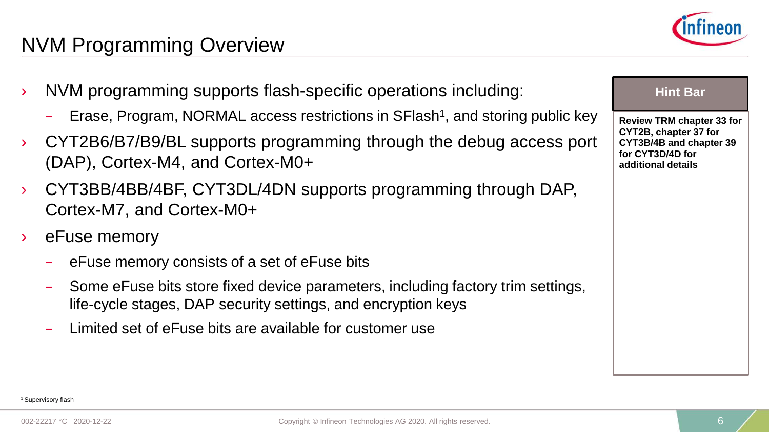# NVM Programming Overview

- NVM programming supports flash-specific operations including:
  - Erase, Program, NORMAL access restrictions in SFlash[1], and storing public key
- CYT2B6/B7/B9/BL supports programming through the debug access port (DAP), Cortex-M4, and Cortex-M0+
- CYT3BB/4BB/4BF, CYT3DL/4DN supports programming through DAP, Cortex-M7, and Cortex-M0+
- eFuse memory
  - eFuse memory consists of a set of eFuse bits
  - Some eFuse bits store fixed device parameters, including factory trim settings, life-cycle stages, DAP security settings, and encryption keys
  - Limited set of eFuse bits are available for customer use

**Hint Bar**

**Review TRM chapter 33 for CYT2B, chapter 37 for CYT3B/4B and chapter 39 for CYT3D/4D for additional details**

[1] Supervisory flash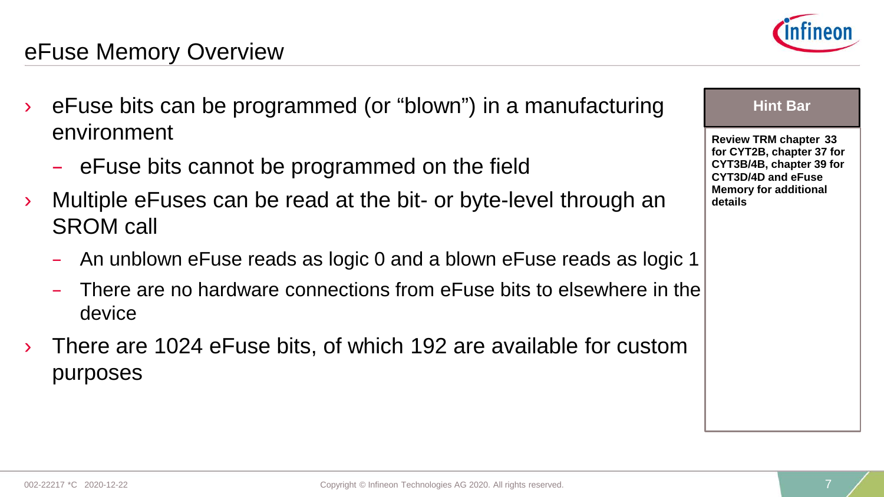# eFuse Memory Overview

- eFuse bits can be programmed (or “blown”) in a manufacturing environment
  - eFuse bits cannot be programmed on the field
- Multiple eFuses can be read at the bit- or byte-level through an SROM call
  - An unblown eFuse reads as logic 0 and a blown eFuse reads as logic 1
  - There are no hardware connections from eFuse bits to elsewhere in the device
- There are 1024 eFuse bits, of which 192 are available for custom purposes

**Hint Bar**

**Review TRM chapter 33 for CYT2B, chapter 37 for CYT3B/4B, chapter 39 for CYT3D/4D and eFuse Memory for additional details**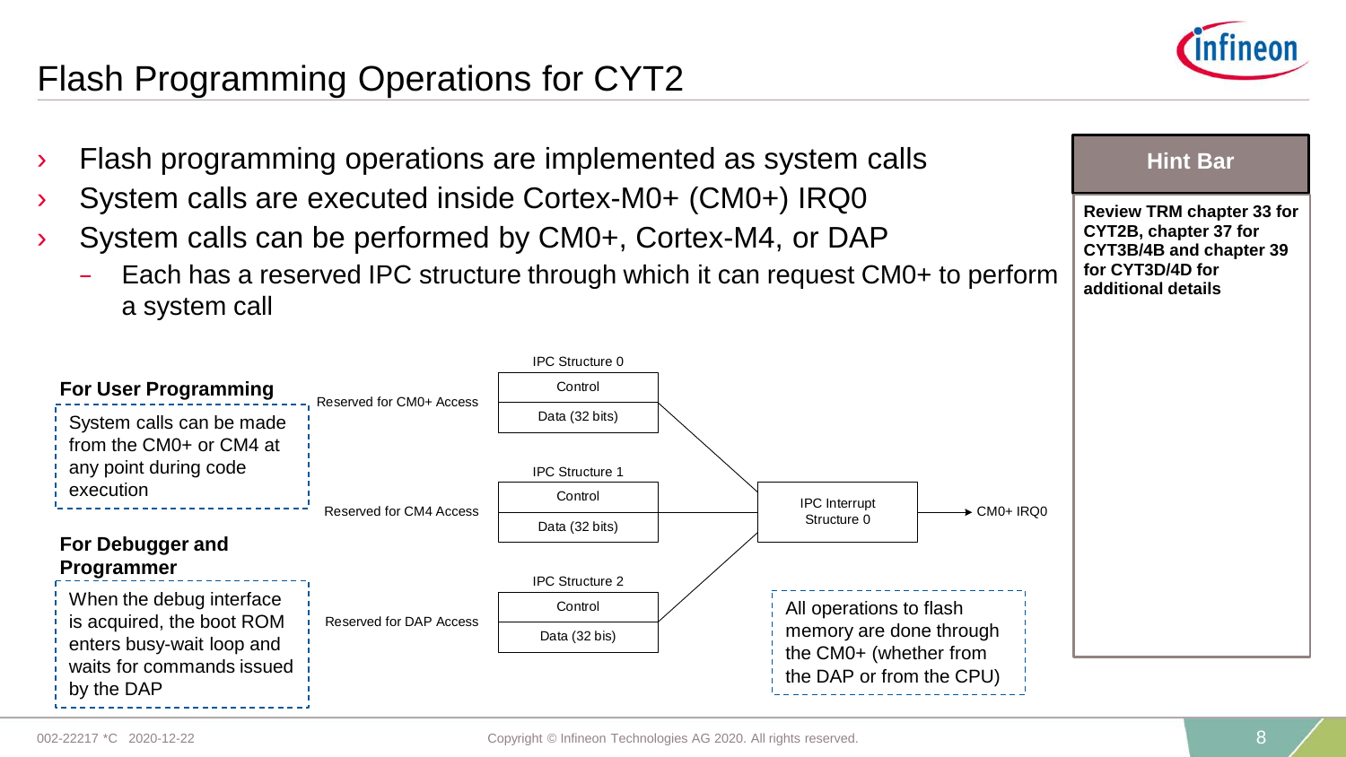# Flash Programming Operations for CYT2

- Flash programming operations are implemented as system calls
- System calls are executed inside Cortex-M0+ (CM0+) IRQ0
- System calls can be performed by CM0+, Cortex-M4, or DAP
  - Each has a reserved IPC structure through which it can request CM0+ to perform a system call

**For User Programming**

System calls can be made from the CM0+ or CM4 at any point during code execution

**For Debugger and Programmer**

When the debug interface is acquired, the boot ROM enters busy-wait loop and waits for commands issued by the DAP

Reserved for CM0+ Access

IPC Structure 0

Control

Data (32 bits)

Reserved for CM4 Access

IPC Structure 1

Control

Data (32 bits)

Reserved for DAP Access

IPC Structure 2

Control

Data (32 bis)

IPC Interrupt Structure 0

CM0+ IRQ0

All operations to flash memory are done through the CM0+ (whether from the DAP or from the CPU)

**Hint Bar**

**Review TRM chapter 33 for CYT2B, chapter 37 for CYT3B/4B and chapter 39 for CYT3D/4D for additional details**

002-22217 *C 2020-12-22

Copyright © Infineon Technologies AG 2020. All rights reserved.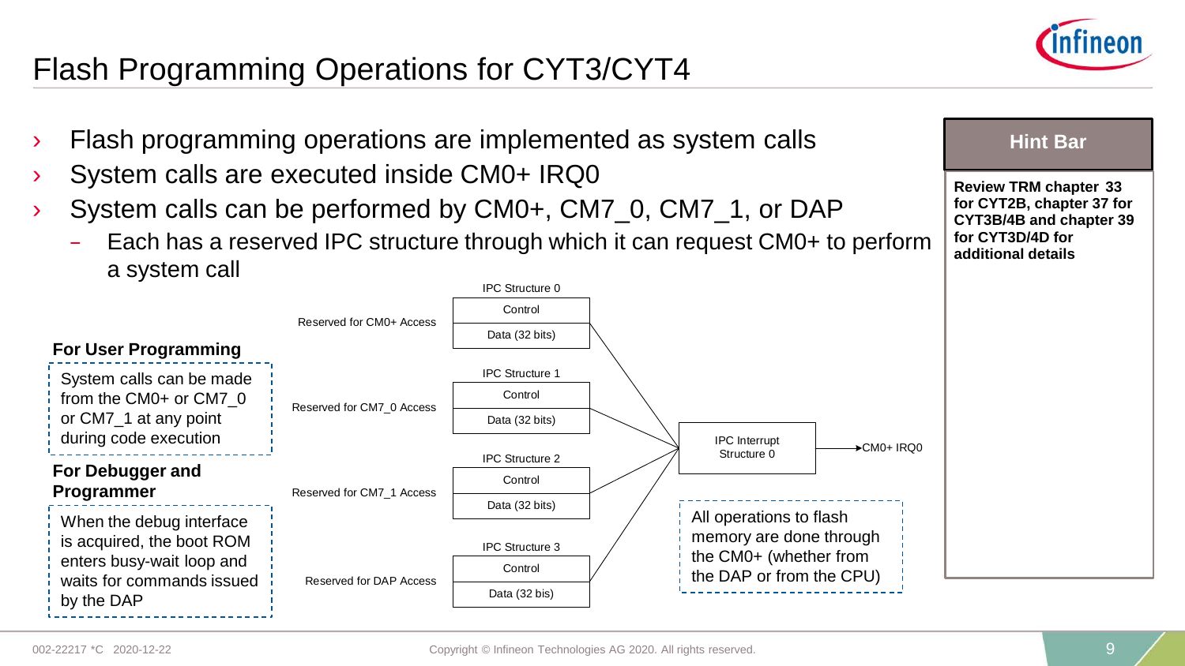# Flash Programming Operations for CYT3/CYT4

- Flash programming operations are implemented as system calls
- System calls are executed inside CM0+ IRQ0
- System calls can be performed by CM0+, CM7_0, CM7_1, or DAP
  - Each has a reserved IPC structure through which it can request CM0+ to perform a system call

**For User Programming**

System calls can be made from the CM0+ or CM7_0 or CM7_1 at any point during code execution

**For Debugger and Programmer**

When the debug interface is acquired, the boot ROM enters busy-wait loop and waits for commands issued by the DAP

| Access | IPC Structure | Fields |
|---|---|---|
| Reserved for CM0+ Access | IPC Structure 0 | Control / Data (32 bits) |
| Reserved for CM7_0 Access | IPC Structure 1 | Control / Data (32 bits) |
| Reserved for CM7_1 Access | IPC Structure 2 | Control / Data (32 bits) |
| Reserved for DAP Access | IPC Structure 3 | Control / Data (32 bis) |

IPC Interrupt Structure 0 → CM0+ IRQ0

All operations to flash memory are done through the CM0+ (whether from the DAP or from the CPU)

**Hint Bar**

**Review TRM chapter 33 for CYT2B, chapter 37 for CYT3B/4B and chapter 39 for CYT3D/4D for additional details**

002-22217 *C 2020-12-22

Copyright © Infineon Technologies AG 2020. All rights reserved.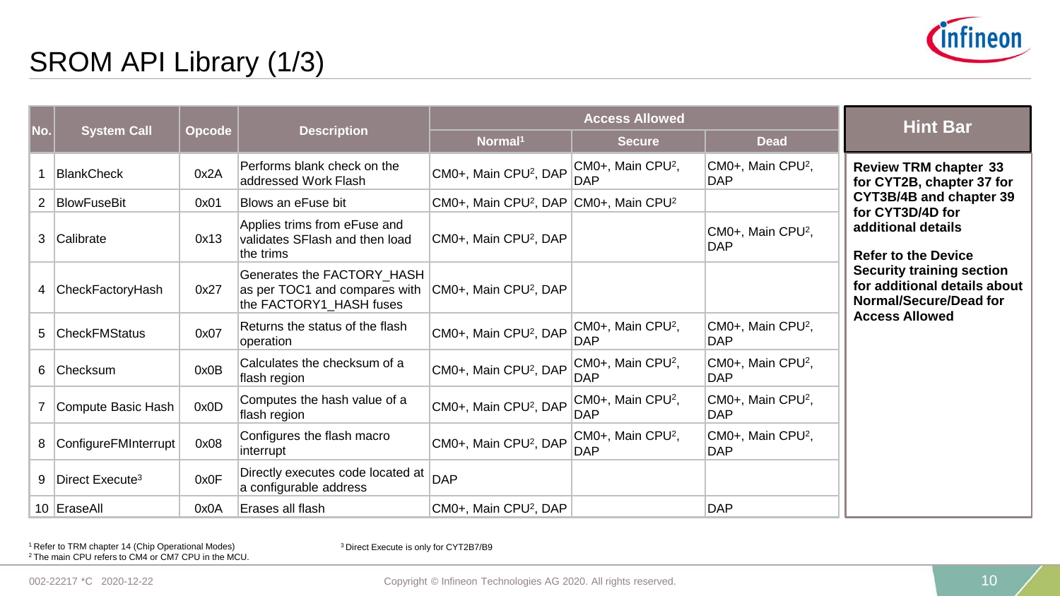# SROM API Library (1/3)

| No. | System Call | Opcode | Description | Access Allowed | | |
|---|---|---|---|---|---|---|
| | | | | Normal[1] | Secure | Dead |
| 1 | BlankCheck | 0x2A | Performs blank check on the addressed Work Flash | CM0+, Main CPU[2], DAP | CM0+, Main CPU[2], DAP | CM0+, Main CPU[2], DAP |
| 2 | BlowFuseBit | 0x01 | Blows an eFuse bit | CM0+, Main CPU[2], DAP | CM0+, Main CPU[2] | |
| 3 | Calibrate | 0x13 | Applies trims from eFuse and validates SFlash and then load the trims | CM0+, Main CPU[2], DAP | | CM0+, Main CPU[2], DAP |
| 4 | CheckFactoryHash | 0x27 | Generates the FACTORY_HASH as per TOC1 and compares with the FACTORY1_HASH fuses | CM0+, Main CPU[2], DAP | | |
| 5 | CheckFMStatus | 0x07 | Returns the status of the flash operation | CM0+, Main CPU[2], DAP | CM0+, Main CPU[2], DAP | CM0+, Main CPU[2], DAP |
| 6 | Checksum | 0x0B | Calculates the checksum of a flash region | CM0+, Main CPU[2], DAP | CM0+, Main CPU[2], DAP | CM0+, Main CPU[2], DAP |
| 7 | Compute Basic Hash | 0x0D | Computes the hash value of a flash region | CM0+, Main CPU[2], DAP | CM0+, Main CPU[2], DAP | CM0+, Main CPU[2], DAP |
| 8 | ConfigureFMInterrupt | 0x08 | Configures the flash macro interrupt | CM0+, Main CPU[2], DAP | CM0+, Main CPU[2], DAP | CM0+, Main CPU[2], DAP |
| 9 | Direct Execute[3] | 0x0F | Directly executes code located at a configurable address | DAP | | |
| 10 | EraseAll | 0x0A | Erases all flash | CM0+, Main CPU[2], DAP | | DAP |

**Hint Bar**

**Review TRM chapter 33 for CYT2B, chapter 37 for CYT3B/4B and chapter 39 for CYT3D/4D for additional details**

**Refer to the Device Security training section for additional details about Normal/Secure/Dead for Access Allowed**

[1] Refer to TRM chapter 14 (Chip Operational Modes)
[2] The main CPU refers to CM4 or CM7 CPU in the MCU.
[3] Direct Execute is only for CYT2B7/B9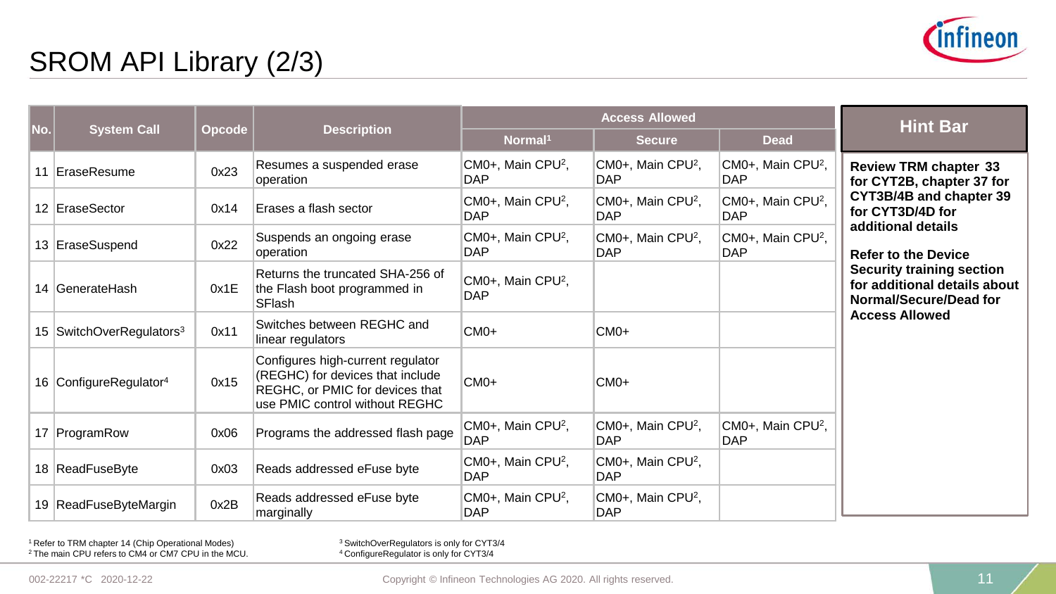# SROM API Library (2/3)

| No. | System Call | Opcode | Description | Access Allowed | | |
|---|---|---|---|---|---|---|
| | | | | Normal[1] | Secure | Dead |
| 11 | EraseResume | 0x23 | Resumes a suspended erase operation | CM0+, Main CPU[2], DAP | CM0+, Main CPU[2], DAP | CM0+, Main CPU[2], DAP |
| 12 | EraseSector | 0x14 | Erases a flash sector | CM0+, Main CPU[2], DAP | CM0+, Main CPU[2], DAP | CM0+, Main CPU[2], DAP |
| 13 | EraseSuspend | 0x22 | Suspends an ongoing erase operation | CM0+, Main CPU[2], DAP | CM0+, Main CPU[2], DAP | CM0+, Main CPU[2], DAP |
| 14 | GenerateHash | 0x1E | Returns the truncated SHA-256 of the Flash boot programmed in SFlash | CM0+, Main CPU[2], DAP | | |
| 15 | SwitchOverRegulators[3] | 0x11 | Switches between REGHC and linear regulators | CM0+ | CM0+ | |
| 16 | ConfigureRegulator[4] | 0x15 | Configures high-current regulator (REGHC) for devices that include REGHC, or PMIC for devices that use PMIC control without REGHC | CM0+ | CM0+ | |
| 17 | ProgramRow | 0x06 | Programs the addressed flash page | CM0+, Main CPU[2], DAP | CM0+, Main CPU[2], DAP | CM0+, Main CPU[2], DAP |
| 18 | ReadFuseByte | 0x03 | Reads addressed eFuse byte | CM0+, Main CPU[2], DAP | CM0+, Main CPU[2], DAP | |
| 19 | ReadFuseByteMargin | 0x2B | Reads addressed eFuse byte marginally | CM0+, Main CPU[2], DAP | CM0+, Main CPU[2], DAP | |

**Hint Bar**

**Review TRM chapter 33 for CYT2B, chapter 37 for CYT3B/4B and chapter 39 for CYT3D/4D for additional details**

**Refer to the Device Security training section for additional details about Normal/Secure/Dead for Access Allowed**

[1] Refer to TRM chapter 14 (Chip Operational Modes)
[2] The main CPU refers to CM4 or CM7 CPU in the MCU.
[3] SwitchOverRegulators is only for CYT3/4
[4] ConfigureRegulator is only for CYT3/4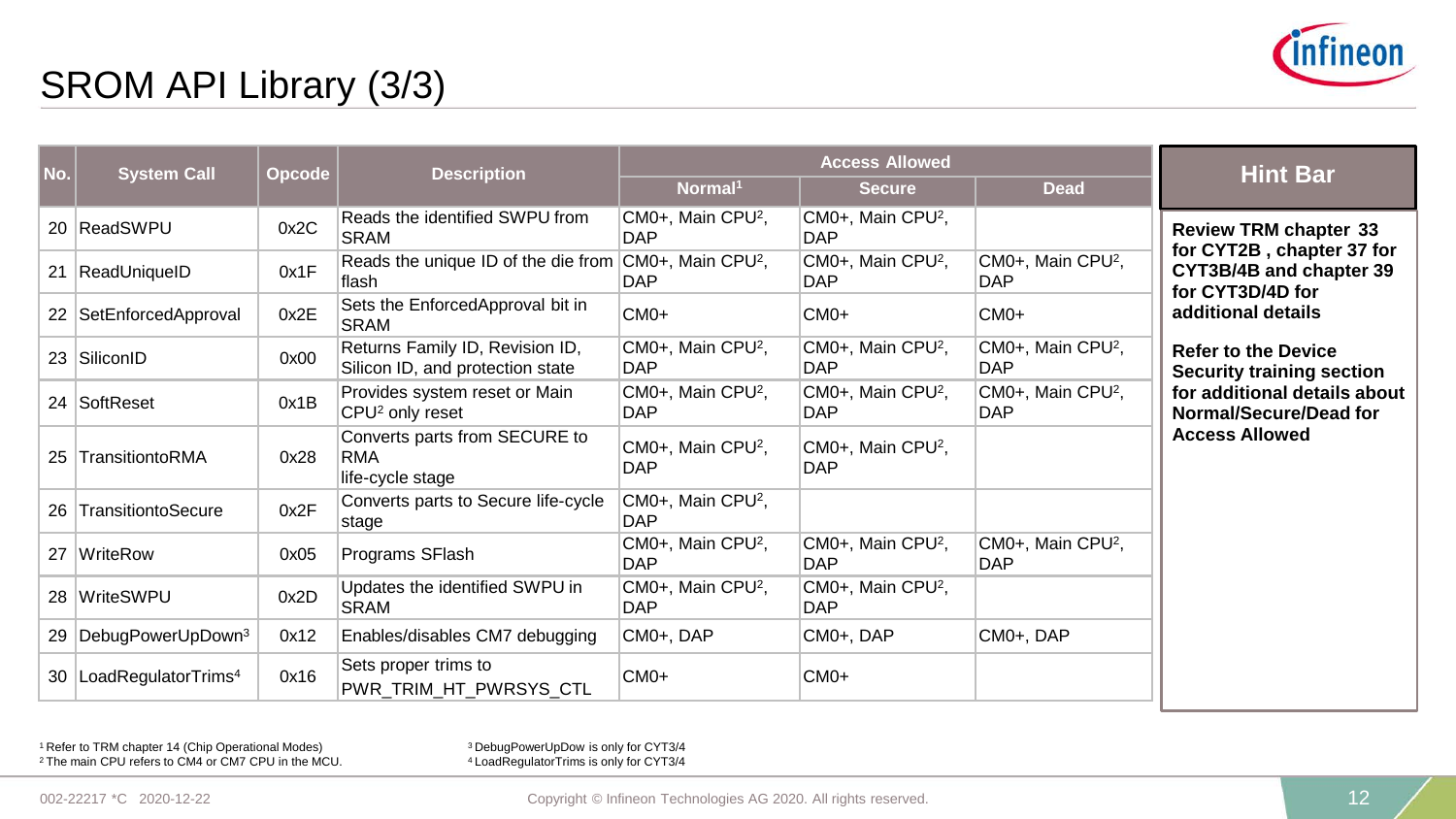# SROM API Library (3/3)

| No. | System Call | Opcode | Description | Access Allowed | | |
|---|---|---|---|---|---|---|
| | | | | Normal[1] | Secure | Dead |
| 20 | ReadSWPU | 0x2C | Reads the identified SWPU from SRAM | CM0+, Main CPU[2], DAP | CM0+, Main CPU[2], DAP | |
| 21 | ReadUniqueID | 0x1F | Reads the unique ID of the die from flash | CM0+, Main CPU[2], DAP | CM0+, Main CPU[2], DAP | CM0+, Main CPU[2], DAP |
| 22 | SetEnforcedApproval | 0x2E | Sets the EnforcedApproval bit in SRAM | CM0+ | CM0+ | CM0+ |
| 23 | SiliconID | 0x00 | Returns Family ID, Revision ID, Silicon ID, and protection state | CM0+, Main CPU[2], DAP | CM0+, Main CPU[2], DAP | CM0+, Main CPU[2], DAP |
| 24 | SoftReset | 0x1B | Provides system reset or Main CPU[2] only reset | CM0+, Main CPU[2], DAP | CM0+, Main CPU[2], DAP | CM0+, Main CPU[2], DAP |
| 25 | TransitiontoRMA | 0x28 | Converts parts from SECURE to RMA life-cycle stage | CM0+, Main CPU[2], DAP | CM0+, Main CPU[2], DAP | |
| 26 | TransitiontoSecure | 0x2F | Converts parts to Secure life-cycle stage | CM0+, Main CPU[2], DAP | | |
| 27 | WriteRow | 0x05 | Programs SFlash | CM0+, Main CPU[2], DAP | CM0+, Main CPU[2], DAP | CM0+, Main CPU[2], DAP |
| 28 | WriteSWPU | 0x2D | Updates the identified SWPU in SRAM | CM0+, Main CPU[2], DAP | CM0+, Main CPU[2], DAP | |
| 29 | DebugPowerUpDown[3] | 0x12 | Enables/disables CM7 debugging | CM0+, DAP | CM0+, DAP | CM0+, DAP |
| 30 | LoadRegulatorTrims[4] | 0x16 | Sets proper trims to PWR_TRIM_HT_PWRSYS_CTL | CM0+ | CM0+ | |

**Hint Bar**

**Review TRM chapter 33 for CYT2B , chapter 37 for CYT3B/4B and chapter 39 for CYT3D/4D for additional details**

**Refer to the Device Security training section for additional details about Normal/Secure/Dead for Access Allowed**

[1] Refer to TRM chapter 14 (Chip Operational Modes)
[2] The main CPU refers to CM4 or CM7 CPU in the MCU.
[3] DebugPowerUpDow is only for CYT3/4
[4] LoadRegulatorTrims is only for CYT3/4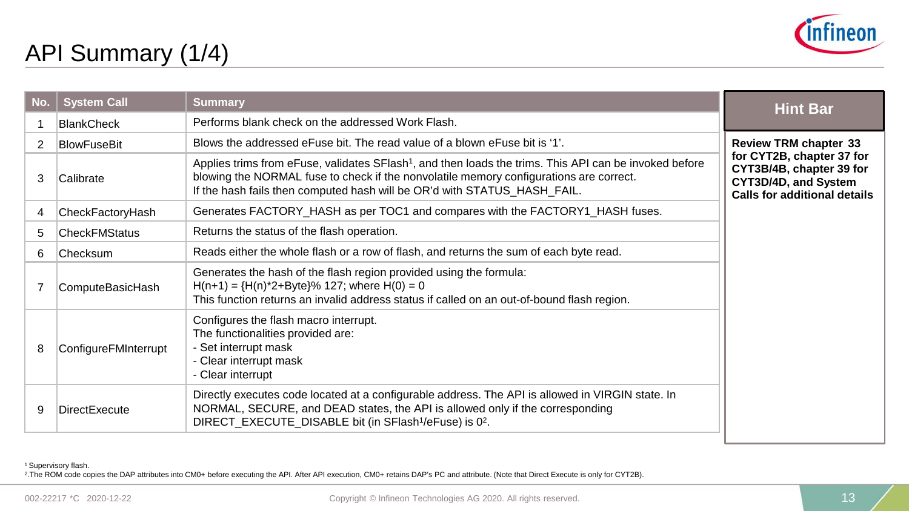# API Summary (1/4)

| No. | System Call | Summary |
|---|---|---|
| 1 | BlankCheck | Performs blank check on the addressed Work Flash. |
| 2 | BlowFuseBit | Blows the addressed eFuse bit. The read value of a blown eFuse bit is ‘1’. |
| 3 | Calibrate | Applies trims from eFuse, validates SFlash[1], and then loads the trims. This API can be invoked before blowing the NORMAL fuse to check if the nonvolatile memory configurations are correct.<br>If the hash fails then computed hash will be OR’d with STATUS_HASH_FAIL. |
| 4 | CheckFactoryHash | Generates FACTORY_HASH as per TOC1 and compares with the FACTORY1_HASH fuses. |
| 5 | CheckFMStatus | Returns the status of the flash operation. |
| 6 | Checksum | Reads either the whole flash or a row of flash, and returns the sum of each byte read. |
| 7 | ComputeBasicHash | Generates the hash of the flash region provided using the formula:<br>H(n+1) = {H(n)*2+Byte}% 127; where H(0) = 0<br>This function returns an invalid address status if called on an out-of-bound flash region. |
| 8 | ConfigureFMInterrupt | Configures the flash macro interrupt.<br>The functionalities provided are:<br>- Set interrupt mask<br>- Clear interrupt mask<br>- Clear interrupt |
| 9 | DirectExecute | Directly executes code located at a configurable address. The API is allowed in VIRGIN state. In NORMAL, SECURE, and DEAD states, the API is allowed only if the corresponding DIRECT_EXECUTE_DISABLE bit (in SFlash[1]/eFuse) is 0[2]. |

**Hint Bar**

**Review TRM chapter 33 for CYT2B, chapter 37 for CYT3B/4B, chapter 39 for CYT3D/4D, and System Calls for additional details**

[1] Supervisory flash.

[2] The ROM code copies the DAP attributes into CM0+ before executing the API. After API execution, CM0+ retains DAP’s PC and attribute. (Note that Direct Execute is only for CYT2B).

002-22217 *C 2020-12-22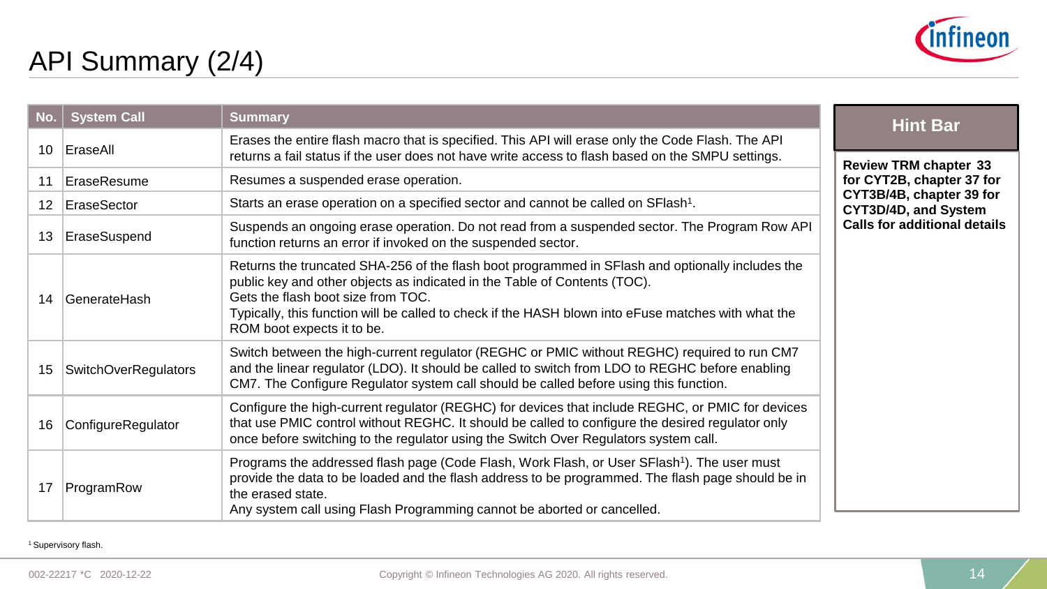# API Summary (2/4)

| No. | System Call | Summary |
|---|---|---|
| 10 | EraseAll | Erases the entire flash macro that is specified. This API will erase only the Code Flash. The API returns a fail status if the user does not have write access to flash based on the SMPU settings. |
| 11 | EraseResume | Resumes a suspended erase operation. |
| 12 | EraseSector | Starts an erase operation on a specified sector and cannot be called on SFlash[1]. |
| 13 | EraseSuspend | Suspends an ongoing erase operation. Do not read from a suspended sector. The Program Row API function returns an error if invoked on the suspended sector. |
| 14 | GenerateHash | Returns the truncated SHA-256 of the flash boot programmed in SFlash and optionally includes the public key and other objects as indicated in the Table of Contents (TOC). Gets the flash boot size from TOC. Typically, this function will be called to check if the HASH blown into eFuse matches with what the ROM boot expects it to be. |
| 15 | SwitchOverRegulators | Switch between the high-current regulator (REGHC or PMIC without REGHC) required to run CM7 and the linear regulator (LDO). It should be called to switch from LDO to REGHC before enabling CM7. The Configure Regulator system call should be called before using this function. |
| 16 | ConfigureRegulator | Configure the high-current regulator (REGHC) for devices that include REGHC, or PMIC for devices that use PMIC control without REGHC. It should be called to configure the desired regulator only once before switching to the regulator using the Switch Over Regulators system call. |
| 17 | ProgramRow | Programs the addressed flash page (Code Flash, Work Flash, or User SFlash[1]). The user must provide the data to be loaded and the flash address to be programmed. The flash page should be in the erased state. Any system call using Flash Programming cannot be aborted or cancelled. |

**Hint Bar**

**Review TRM chapter 33 for CYT2B, chapter 37 for CYT3B/4B, chapter 39 for CYT3D/4D, and System Calls for additional details**

[1] Supervisory flash.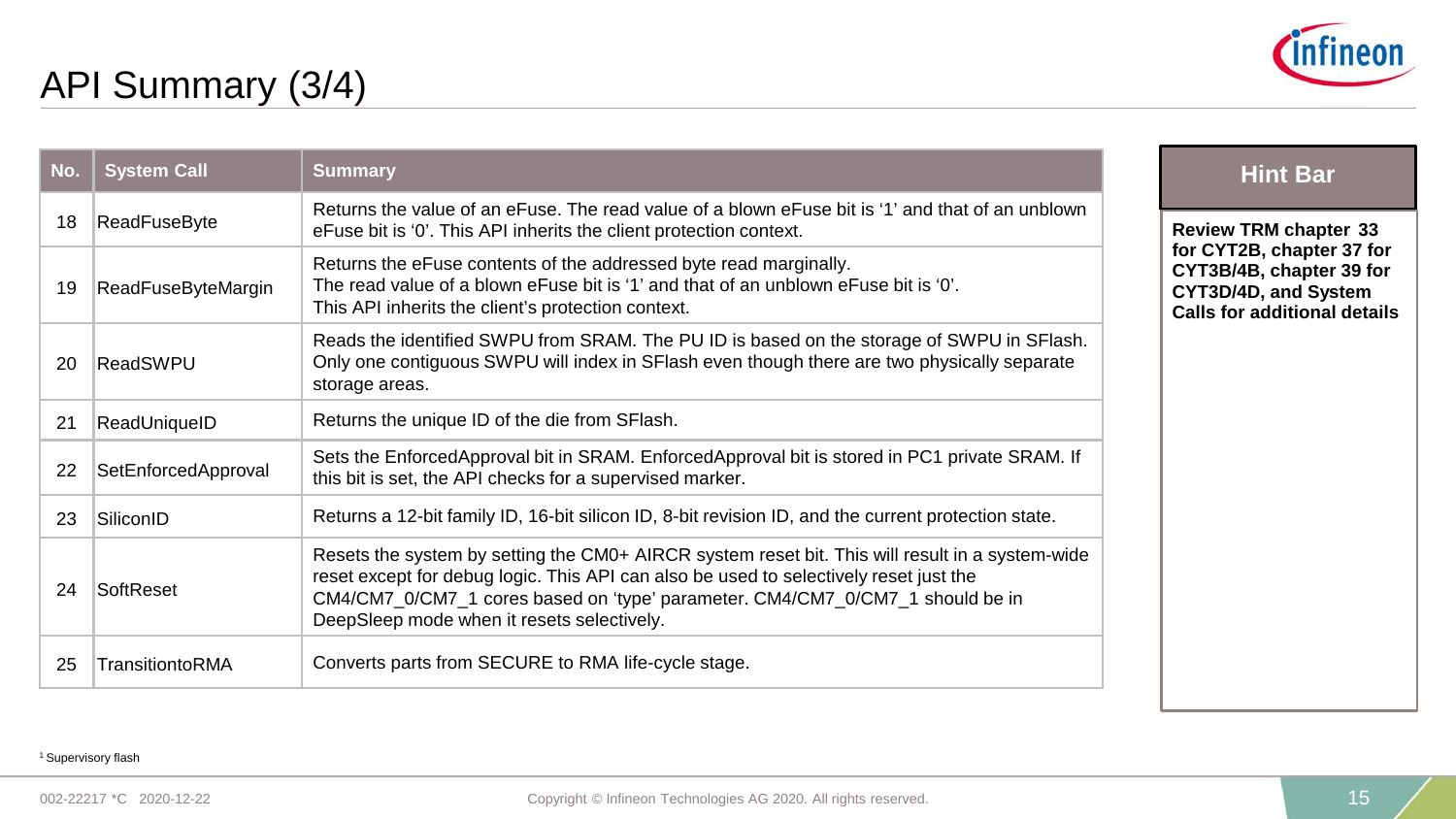# API Summary (3/4)

| No. | System Call | Summary |
|---|---|---|
| 18 | ReadFuseByte | Returns the value of an eFuse. The read value of a blown eFuse bit is '1' and that of an unblown eFuse bit is '0'. This API inherits the client protection context. |
| 19 | ReadFuseByteMargin | Returns the eFuse contents of the addressed byte read marginally. The read value of a blown eFuse bit is '1' and that of an unblown eFuse bit is '0'. This API inherits the client's protection context. |
| 20 | ReadSWPU | Reads the identified SWPU from SRAM. The PU ID is based on the storage of SWPU in SFlash. Only one contiguous SWPU will index in SFlash even though there are two physically separate storage areas. |
| 21 | ReadUniqueID | Returns the unique ID of the die from SFlash. |
| 22 | SetEnforcedApproval | Sets the EnforcedApproval bit in SRAM. EnforcedApproval bit is stored in PC1 private SRAM. If this bit is set, the API checks for a supervised marker. |
| 23 | SiliconID | Returns a 12-bit family ID, 16-bit silicon ID, 8-bit revision ID, and the current protection state. |
| 24 | SoftReset | Resets the system by setting the CM0+ AIRCR system reset bit. This will result in a system-wide reset except for debug logic. This API can also be used to selectively reset just the CM4/CM7_0/CM7_1 cores based on 'type' parameter. CM4/CM7_0/CM7_1 should be in DeepSleep mode when it resets selectively. |
| 25 | TransitiontoRMA | Converts parts from SECURE to RMA life-cycle stage. |

**Hint Bar**

**Review TRM chapter 33 for CYT2B, chapter 37 for CYT3B/4B, chapter 39 for CYT3D/4D, and System Calls for additional details**

[1] Supervisory flash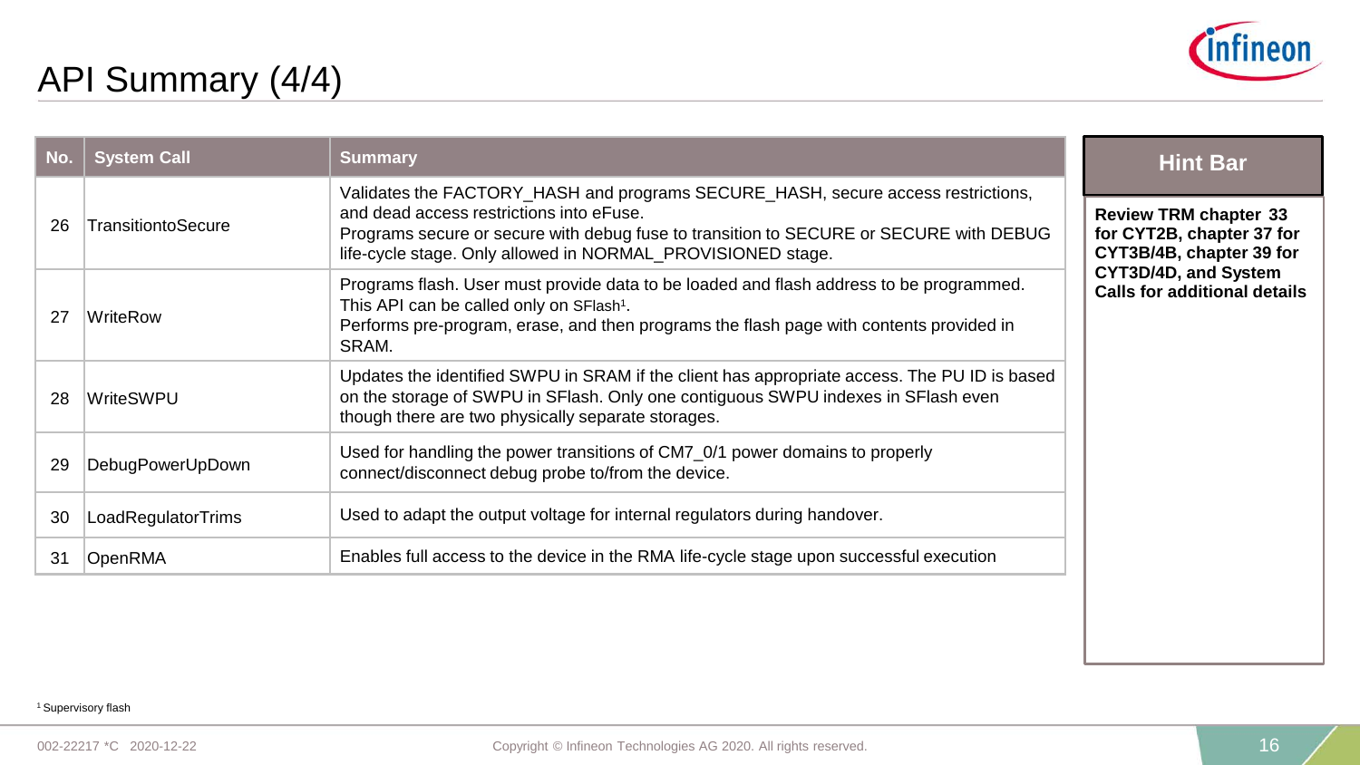# API Summary (4/4)

| No. | System Call | Summary |
|---|---|---|
| 26 | TransitiontoSecure | Validates the FACTORY_HASH and programs SECURE_HASH, secure access restrictions, and dead access restrictions into eFuse.<br>Programs secure or secure with debug fuse to transition to SECURE or SECURE with DEBUG life-cycle stage. Only allowed in NORMAL_PROVISIONED stage. |
| 27 | WriteRow | Programs flash. User must provide data to be loaded and flash address to be programmed. This API can be called only on SFlash[1].<br>Performs pre-program, erase, and then programs the flash page with contents provided in SRAM. |
| 28 | WriteSWPU | Updates the identified SWPU in SRAM if the client has appropriate access. The PU ID is based on the storage of SWPU in SFlash. Only one contiguous SWPU indexes in SFlash even though there are two physically separate storages. |
| 29 | DebugPowerUpDown | Used for handling the power transitions of CM7_0/1 power domains to properly connect/disconnect debug probe to/from the device. |
| 30 | LoadRegulatorTrims | Used to adapt the output voltage for internal regulators during handover. |
| 31 | OpenRMA | Enables full access to the device in the RMA life-cycle stage upon successful execution |

**Hint Bar**

**Review TRM chapter 33 for CYT2B, chapter 37 for CYT3B/4B, chapter 39 for CYT3D/4D, and System Calls for additional details**

[1] Supervisory flash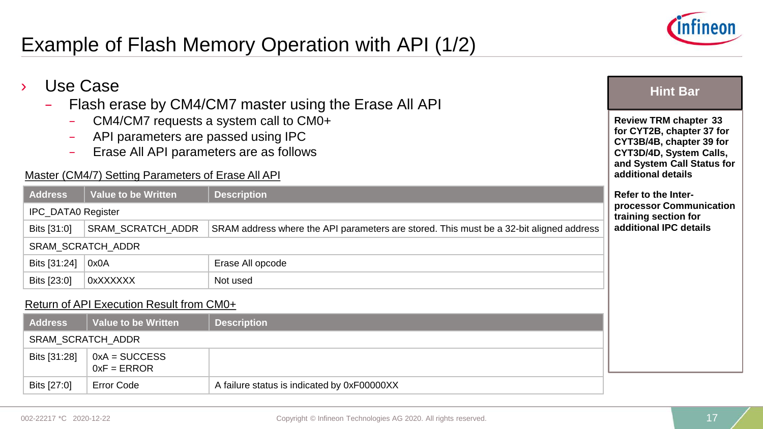# Example of Flash Memory Operation with API (1/2)

- Use Case
  - Flash erase by CM4/CM7 master using the Erase All API
    - CM4/CM7 requests a system call to CM0+
    - API parameters are passed using IPC
    - Erase All API parameters are as follows

Master (CM4/7) Setting Parameters of Erase All API

| Address | Value to be Written | Description |
|---|---|---|
| IPC_DATA0 Register | | |
| Bits [31:0] | SRAM_SCRATCH_ADDR | SRAM address where the API parameters are stored. This must be a 32-bit aligned address |
| SRAM_SCRATCH_ADDR | | |
| Bits [31:24] | 0x0A | Erase All opcode |
| Bits [23:0] | 0xXXXXXX | Not used |

Return of API Execution Result from CM0+

| Address | Value to be Written | Description |
|---|---|---|
| SRAM_SCRATCH_ADDR | | |
| Bits [31:28] | 0xA = SUCCESS<br>0xF = ERROR | |
| Bits [27:0] | Error Code | A failure status is indicated by 0xF00000XX |

**Hint Bar**

**Review TRM chapter 33 for CYT2B, chapter 37 for CYT3B/4B, chapter 39 for CYT3D/4D, System Calls, and System Call Status for additional details**

**Refer to the Inter-processor Communication training section for additional IPC details**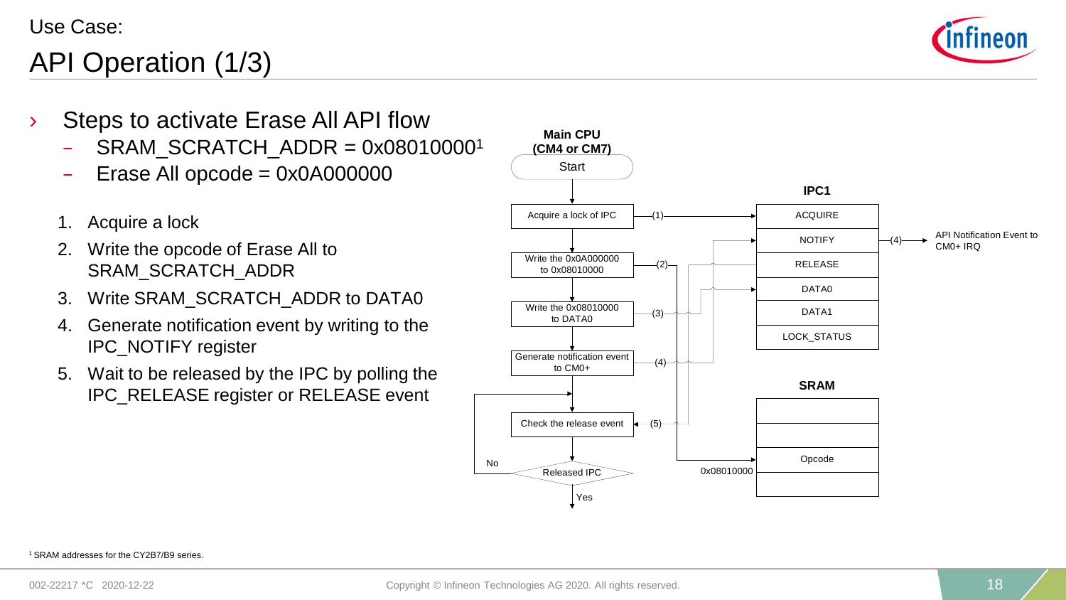Use Case:

# API Operation (1/3)

- Steps to activate Erase All API flow
  - SRAM_SCRATCH_ADDR = 0x08010000[1]
  - Erase All opcode = 0x0A000000

1. Acquire a lock
2. Write the opcode of Erase All to SRAM_SCRATCH_ADDR
3. Write SRAM_SCRATCH_ADDR to DATA0
4. Generate notification event by writing to the IPC_NOTIFY register
5. Wait to be released by the IPC by polling the IPC_RELEASE register or RELEASE event

**Main CPU (CM4 or CM7)**

Start

Acquire a lock of IPC —(1)→ ACQUIRE

Write the 0x0A000000 to 0x08010000 —(2)→ Opcode (0x08010000)

Write the 0x08010000 to DATA0 —(3)→ DATA0

Generate notification event to CM0+ —(4)→ NOTIFY —(4)→ API Notification Event to CM0+ IRQ

Check the release event ←(5)— RELEASE

Released IPC: No → Check the release event; Yes → end

**IPC1**

| IPC1 |
| --- |
| ACQUIRE |
| NOTIFY |
| RELEASE |
| DATA0 |
| DATA1 |
| LOCK_STATUS |

**SRAM**

| SRAM |
| --- |
| |
| |
| Opcode (0x08010000) |
| |

[1] SRAM addresses for the CY2B7/B9 series.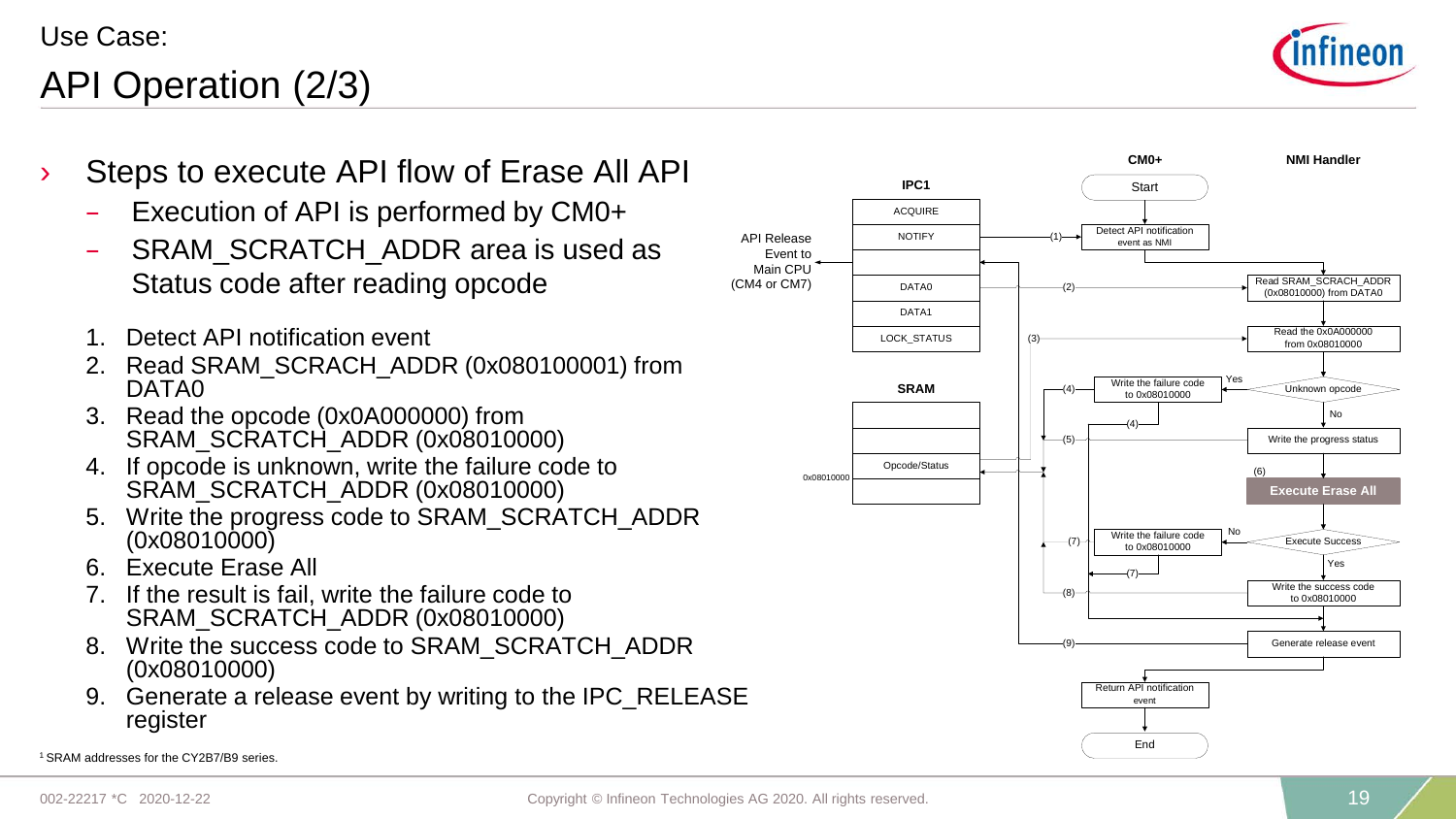Use Case:

# API Operation (2/3)

- Steps to execute API flow of Erase All API
  - Execution of API is performed by CM0+
  - SRAM_SCRATCH_ADDR area is used as Status code after reading opcode

1. Detect API notification event
2. Read SRAM_SCRACH_ADDR (0x080100001) from DATA0
3. Read the opcode (0x0A000000) from SRAM_SCRATCH_ADDR (0x08010000)
4. If opcode is unknown, write the failure code to SRAM_SCRATCH_ADDR (0x08010000)
5. Write the progress code to SRAM_SCRATCH_ADDR (0x08010000)
6. Execute Erase All
7. If the result is fail, write the failure code to SRAM_SCRATCH_ADDR (0x08010000)
8. Write the success code to SRAM_SCRATCH_ADDR (0x08010000)
9. Generate a release event by writing to the IPC_RELEASE register

IPC1: ACQUIRE, NOTIFY, DATA0, DATA1, LOCK_STATUS

API Release Event to Main CPU (CM4 or CM7)

SRAM: 0x08010000 Opcode/Status

CM0+ / NMI Handler:

- Start
- (1) Detect API notification event as NMI
- (2) Read SRAM_SCRACH_ADDR (0x08010000) from DATA0
- (3) Read the 0x0A000000 from 0x08010000
- Unknown opcode — Yes: (4) Write the failure code to 0x08010000; No: continue
- (5) Write the progress status
- (6) **Execute Erase All**
- Execute Success — No: (7) Write the failure code to 0x08010000; Yes: (8) Write the success code to 0x08010000
- (9) Generate release event
- Return API notification event
- End

[1] SRAM addresses for the CY2B7/B9 series.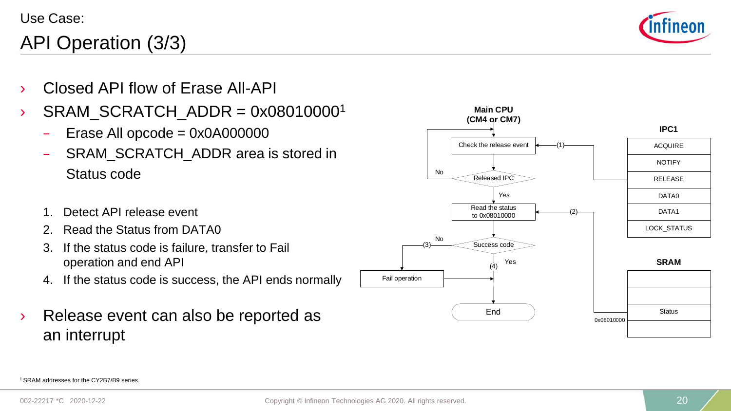Use Case:

# API Operation (3/3)

- Closed API flow of Erase All-API
- SRAM_SCRATCH_ADDR = 0x08010000[1]
  - Erase All opcode = 0x0A000000
  - SRAM_SCRATCH_ADDR area is stored in Status code

1. Detect API release event
2. Read the Status from DATA0
3. If the status code is failure, transfer to Fail operation and end API
4. If the status code is success, the API ends normally

- Release event can also be reported as an interrupt

**Main CPU (CM4 or CM7)**

Check the release event ← (1) ← RELEASE

Released IPC — No → back to Check the release event; Yes ↓

Read the status to 0x08010000 ← (2) ← Status (0x08010000)

Success code — No (3) → Fail operation → End; Yes (4) ↓

End

**IPC1**

| IPC1 |
|---|
| ACQUIRE |
| NOTIFY |
| RELEASE |
| DATA0 |
| DATA1 |
| LOCK_STATUS |

**SRAM**

| | SRAM |
|---|---|
| | |
| | |
| 0x08010000 | Status |
| | |

[1] SRAM addresses for the CY2B7/B9 series.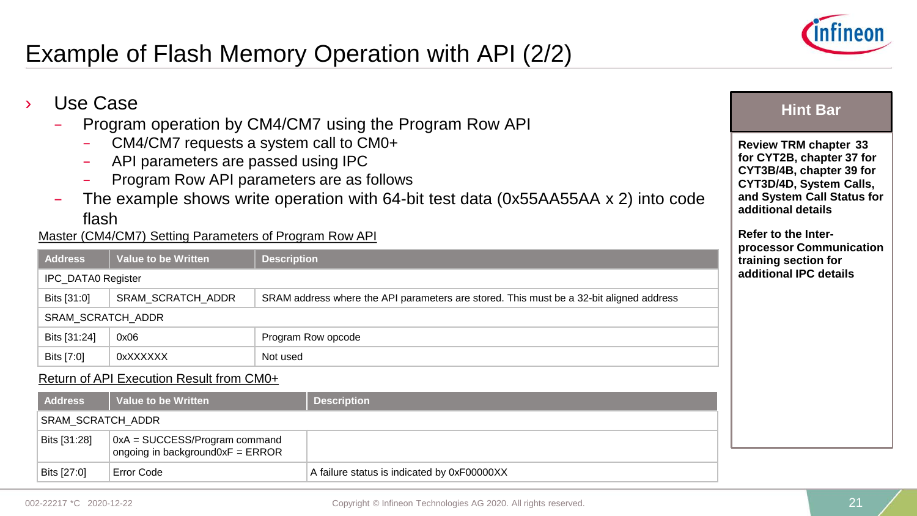# Example of Flash Memory Operation with API (2/2)

- Use Case
  - Program operation by CM4/CM7 using the Program Row API
    - CM4/CM7 requests a system call to CM0+
    - API parameters are passed using IPC
    - Program Row API parameters are as follows
  - The example shows write operation with 64-bit test data (0x55AA55AA x 2) into code flash

Master (CM4/CM7) Setting Parameters of Program Row API

| Address | Value to be Written | Description |
|---|---|---|
| IPC_DATA0 Register | | |
| Bits [31:0] | SRAM_SCRATCH_ADDR | SRAM address where the API parameters are stored. This must be a 32-bit aligned address |
| SRAM_SCRATCH_ADDR | | |
| Bits [31:24] | 0x06 | Program Row opcode |
| Bits [7:0] | 0xXXXXXX | Not used |

Return of API Execution Result from CM0+

| Address | Value to be Written | Description |
|---|---|---|
| SRAM_SCRATCH_ADDR | | |
| Bits [31:28] | 0xA = SUCCESS/Program command ongoing in background0xF = ERROR | |
| Bits [27:0] | Error Code | A failure status is indicated by 0xF00000XX |

**Hint Bar**

**Review TRM chapter 33 for CYT2B, chapter 37 for CYT3B/4B, chapter 39 for CYT3D/4D, System Calls, and System Call Status for additional details**

**Refer to the Inter-processor Communication training section for additional IPC details**

002-22217 *C 2020-12-22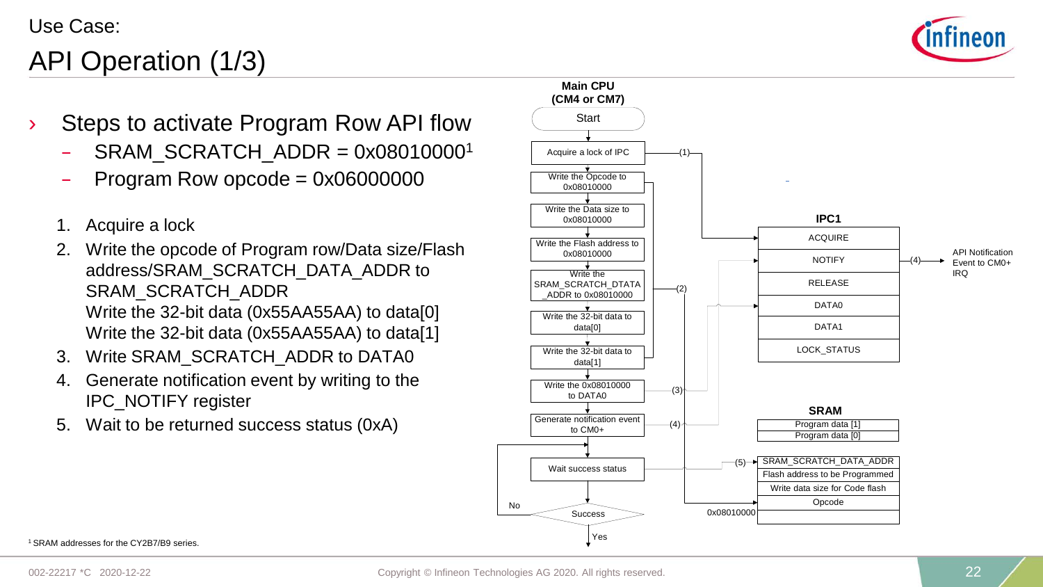Use Case:

# API Operation (1/3)

› Steps to activate Program Row API flow
  - SRAM_SCRATCH_ADDR = 0x08010000[1]
  - Program Row opcode = 0x06000000

1. Acquire a lock
2. Write the opcode of Program row/Data size/Flash address/SRAM_SCRATCH_DATA_ADDR to SRAM_SCRATCH_ADDR
   Write the 32-bit data (0x55AA55AA) to data[0]
   Write the 32-bit data (0x55AA55AA) to data[1]
3. Write SRAM_SCRATCH_ADDR to DATA0
4. Generate notification event by writing to the IPC_NOTIFY register
5. Wait to be returned success status (0xA)

**Main CPU (CM4 or CM7)**

- Start
- Acquire a lock of IPC —(1)→ IPC1 ACQUIRE
- Write the Opcode to 0x08010000
- Write the Data size to 0x08010000
- Write the Flash address to 0x08010000
- Write the SRAM_SCRATCH_DTATA_ADDR to 0x08010000 —(2)→ SRAM (0x08010000)
- Write the 32-bit data to data[0]
- Write the 32-bit data to data[1]
- Write the 0x08010000 to DATA0 —(3)→ IPC1 DATA0
- Generate notification event to CM0+ —(4)→ IPC1 NOTIFY —(4)→ API Notification Event to CM0+ IRQ
- Wait success status
- Success? No → Wait success status; Yes → end

**IPC1**

| IPC1 |
|---|
| ACQUIRE |
| NOTIFY |
| RELEASE |
| DATA0 |
| DATA1 |
| LOCK_STATUS |

**SRAM**

| SRAM |
|---|
| Program data [1] |
| Program data [0] |
| SRAM_SCRATCH_DATA_ADDR (5) |
| Flash address to be Programmed |
| Write data size for Code flash |
| Opcode |
| 0x08010000 |

[1] SRAM addresses for the CY2B7/B9 series.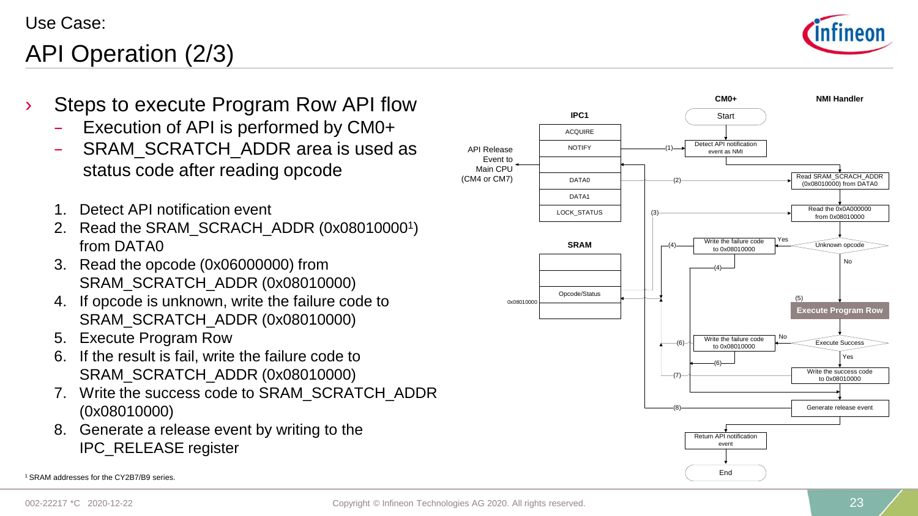Use Case:

# API Operation (2/3)

- Steps to execute Program Row API flow
  - Execution of API is performed by CM0+
  - SRAM_SCRATCH_ADDR area is used as status code after reading opcode

1. Detect API notification event
2. Read the SRAM_SCRACH_ADDR (0x08010000[1]) from DATA0
3. Read the opcode (0x06000000) from SRAM_SCRATCH_ADDR (0x08010000)
4. If opcode is unknown, write the failure code to SRAM_SCRATCH_ADDR (0x08010000)
5. Execute Program Row
6. If the result is fail, write the failure code to SRAM_SCRATCH_ADDR (0x08010000)
7. Write the success code to SRAM_SCRATCH_ADDR (0x08010000)
8. Generate a release event by writing to the IPC_RELEASE register

IPC1: ACQUIRE, NOTIFY, (blank), DATA0, DATA1, LOCK_STATUS

API Release Event to Main CPU (CM4 or CM7)

SRAM: 0x08010000 Opcode/Status

CM0+: Start → (1) Detect API notification event as NMI → ... → Return API notification event → End

NMI Handler:
- (2) Read SRAM_SCRACH_ADDR (0x08010000) from DATA0
- (3) Read the 0x0A000000 from 0x08010000
- Unknown opcode? Yes → (4) Write the failure code to 0x08010000; No →
- (5) **Execute Program Row**
- Execute Success? No → (6) Write the failure code to 0x08010000; Yes →
- (7) Write the success code to 0x08010000
- (8) Generate release event

[1] SRAM addresses for the CY2B7/B9 series.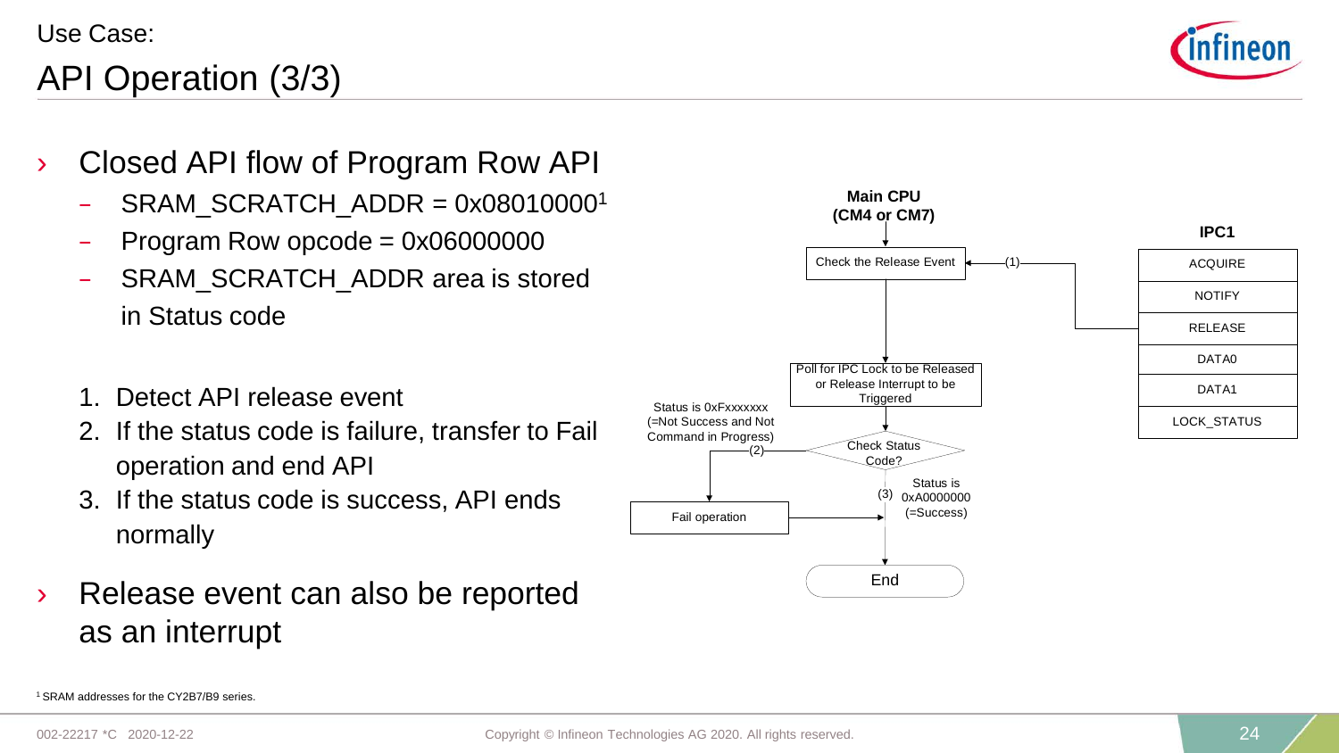Use Case:

# API Operation (3/3)

- Closed API flow of Program Row API
  - SRAM_SCRATCH_ADDR = 0x08010000[1]
  - Program Row opcode = 0x06000000
  - SRAM_SCRATCH_ADDR area is stored in Status code

1. Detect API release event
2. If the status code is failure, transfer to Fail operation and end API
3. If the status code is success, API ends normally

- Release event can also be reported as an interrupt

**Main CPU (CM4 or CM7)**

Check the Release Event ← (1) ← RELEASE (IPC1)

Poll for IPC Lock to be Released or Release Interrupt to be Triggered

Check Status Code?

- (2) Status is 0xFxxxxxxx (=Not Success and Not Command in Progress) → Fail operation → End
- (3) Status is 0xA0000000 (=Success) → End

**IPC1**

| IPC1 |
|---|
| ACQUIRE |
| NOTIFY |
| RELEASE |
| DATA0 |
| DATA1 |
| LOCK_STATUS |

[1] SRAM addresses for the CY2B7/B9 series.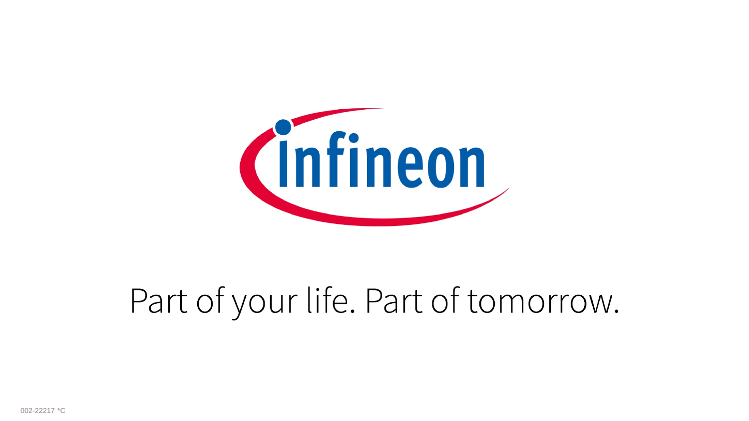Infineon

Part of your life. Part of tomorrow.

002-22217 *C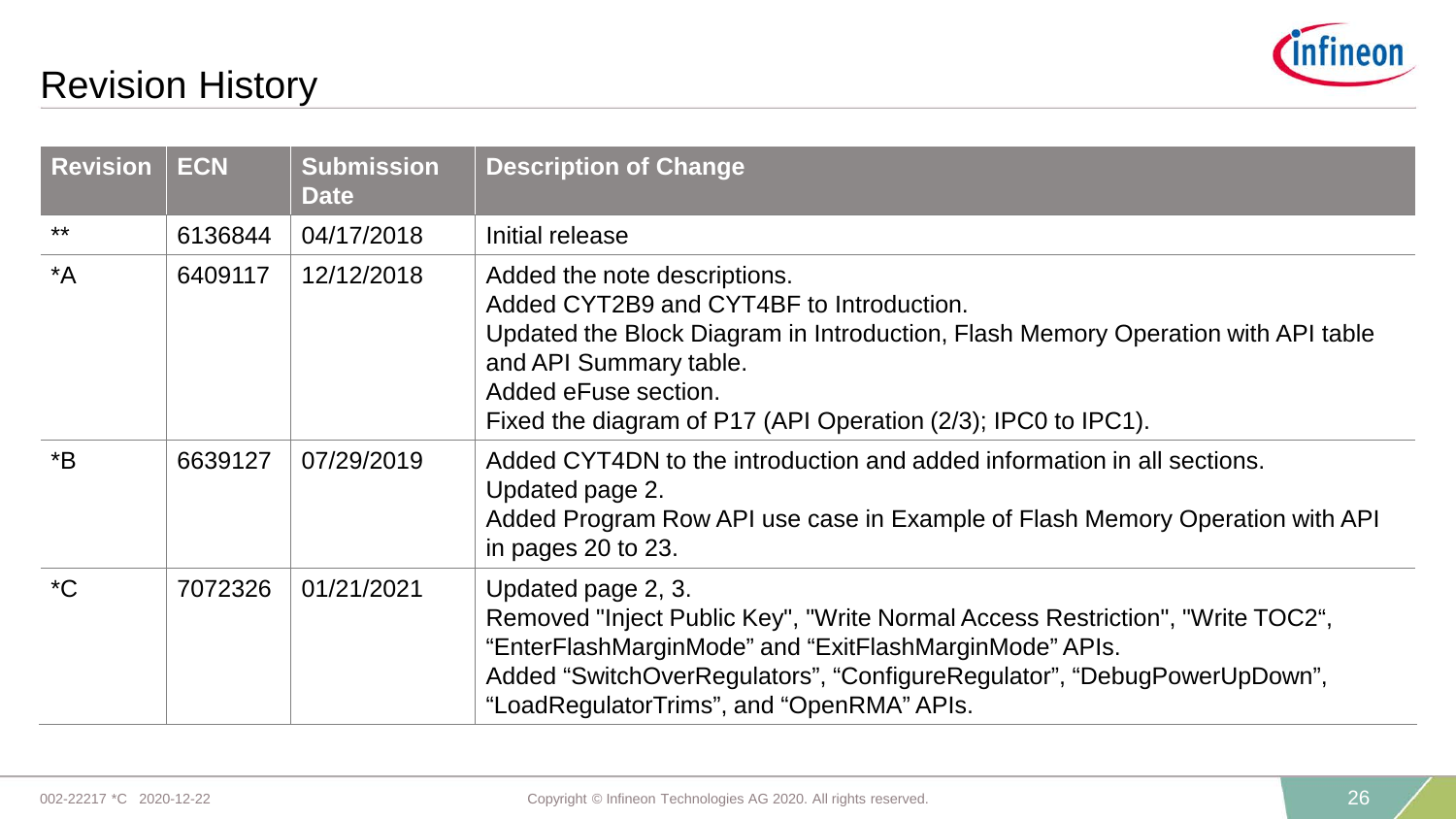# Revision History

| Revision | ECN | Submission Date | Description of Change |
|---|---|---|---|
| ** | 6136844 | 04/17/2018 | Initial release |
| *A | 6409117 | 12/12/2018 | Added the note descriptions.<br>Added CYT2B9 and CYT4BF to Introduction.<br>Updated the Block Diagram in Introduction, Flash Memory Operation with API table and API Summary table.<br>Added eFuse section.<br>Fixed the diagram of P17 (API Operation (2/3); IPC0 to IPC1). |
| *B | 6639127 | 07/29/2019 | Added CYT4DN to the introduction and added information in all sections.<br>Updated page 2.<br>Added Program Row API use case in Example of Flash Memory Operation with API in pages 20 to 23. |
| *C | 7072326 | 01/21/2021 | Updated page 2, 3.<br>Removed "Inject Public Key", "Write Normal Access Restriction", "Write TOC2“, “EnterFlashMarginMode” and “ExitFlashMarginMode” APIs.<br>Added “SwitchOverRegulators”, “ConfigureRegulator”, “DebugPowerUpDown”, “LoadRegulatorTrims”, and “OpenRMA” APIs. |